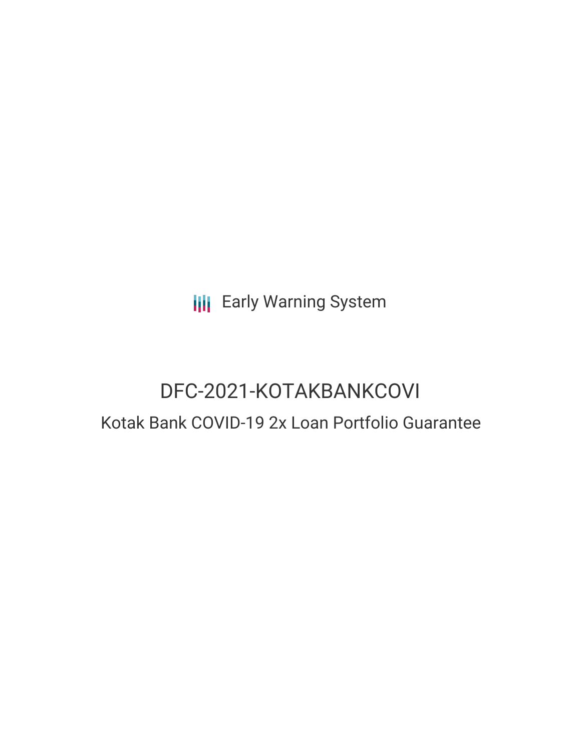Early Warning System

# DFC-2021-KOTAKBANKCOVI

## Kotak Bank COVID-19 2x Loan Portfolio Guarantee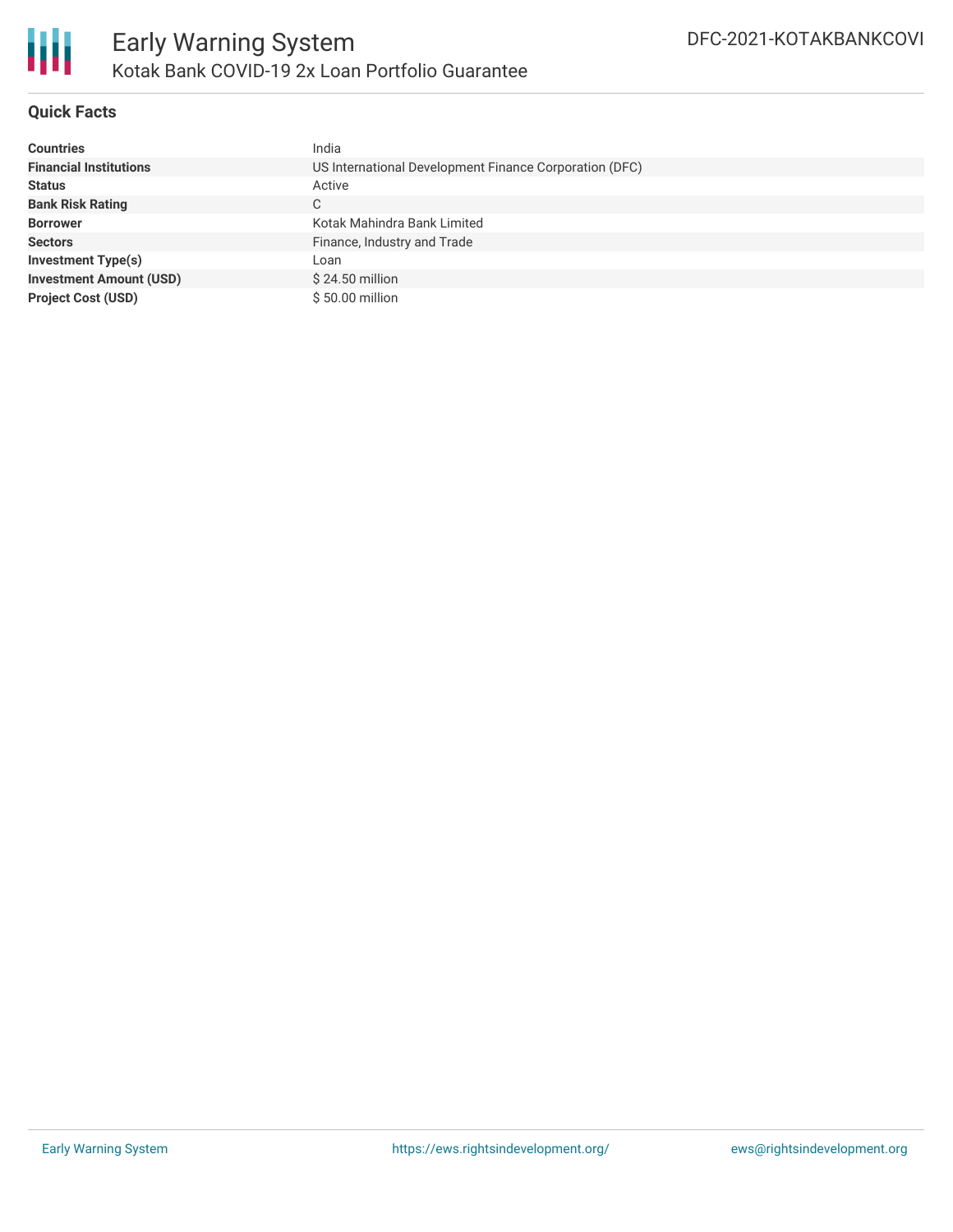# Early Warning System

## Kotak Bank COVID-19 2x Loan Portfolio Guarantee

DFC-2021-KOTAKBANKCOVI

### Quick Facts

| | |
|---|---|
| **Countries** | India |
| **Financial Institutions** | US International Development Finance Corporation (DFC) |
| **Status** | Active |
| **Bank Risk Rating** | C |
| **Borrower** | Kotak Mahindra Bank Limited |
| **Sectors** | Finance, Industry and Trade |
| **Investment Type(s)** | Loan |
| **Investment Amount (USD)** | $ 24.50 million |
| **Project Cost (USD)** | $ 50.00 million |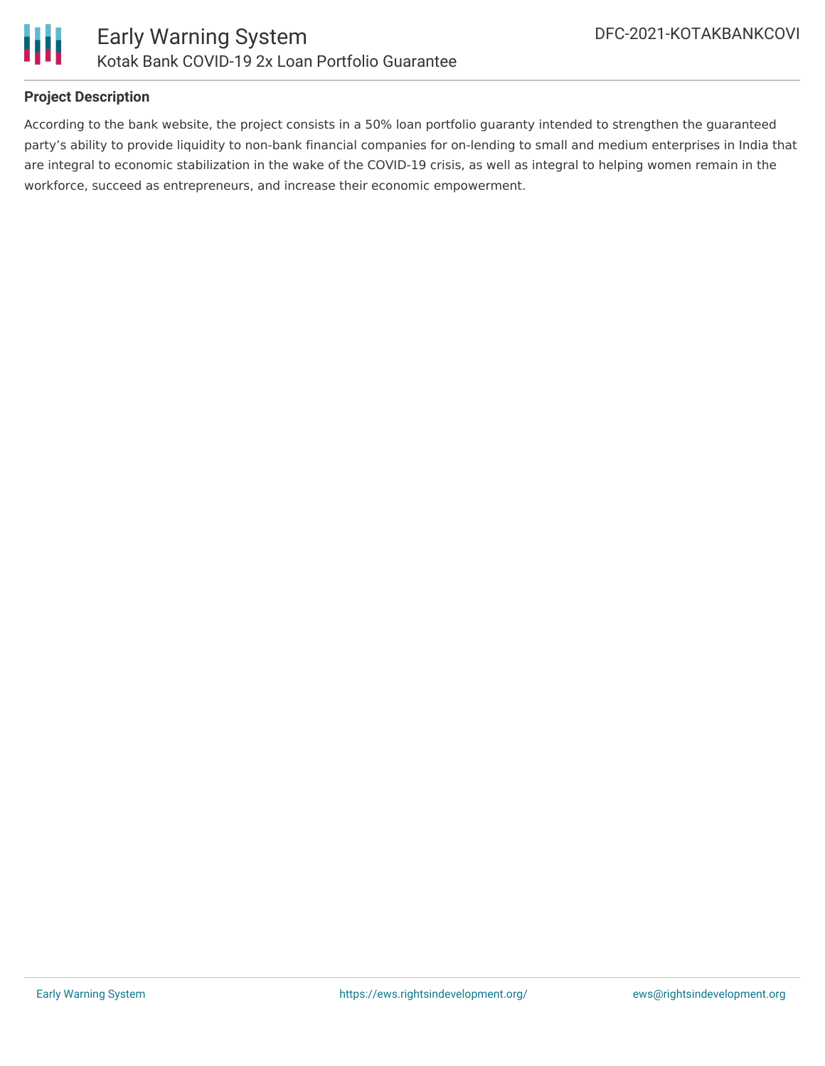**Project Description**

According to the bank website, the project consists in a 50% loan portfolio guaranty intended to strengthen the guaranteed party's ability to provide liquidity to non-bank financial companies for on-lending to small and medium enterprises in India that are integral to economic stabilization in the wake of the COVID-19 crisis, as well as integral to helping women remain in the workforce, succeed as entrepreneurs, and increase their economic empowerment.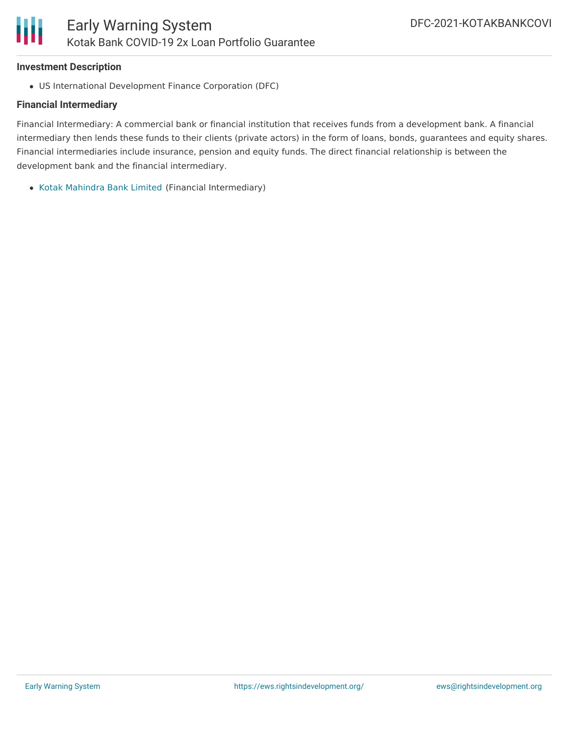### Investment Description

- US International Development Finance Corporation (DFC)

### Financial Intermediary

Financial Intermediary: A commercial bank or financial institution that receives funds from a development bank. A financial intermediary then lends these funds to their clients (private actors) in the form of loans, bonds, guarantees and equity shares. Financial intermediaries include insurance, pension and equity funds. The direct financial relationship is between the development bank and the financial intermediary.

- Kotak Mahindra Bank Limited (Financial Intermediary)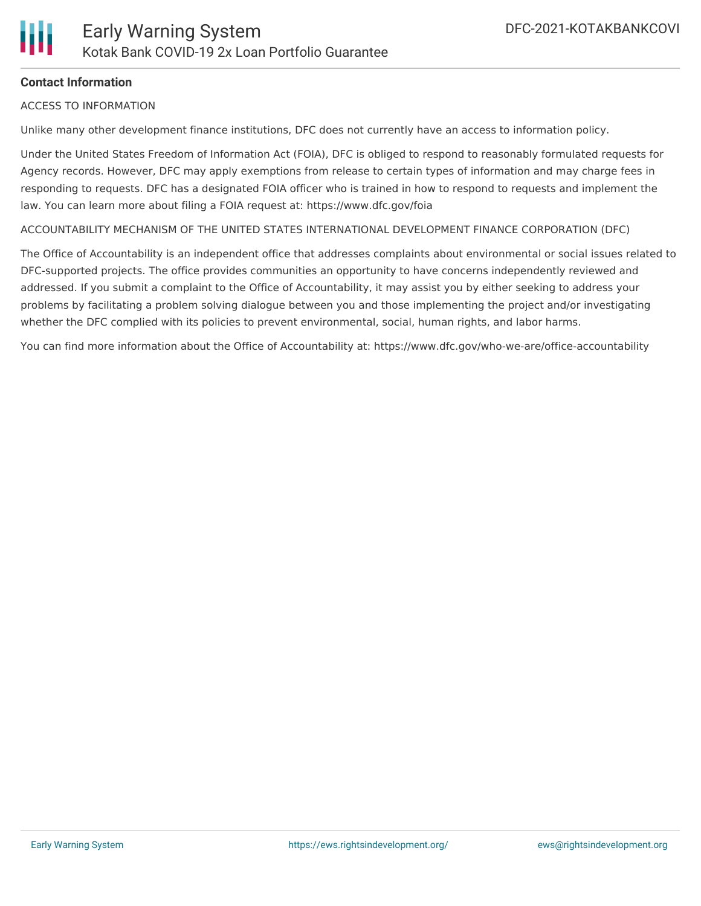## Contact Information

ACCESS TO INFORMATION

Unlike many other development finance institutions, DFC does not currently have an access to information policy.

Under the United States Freedom of Information Act (FOIA), DFC is obliged to respond to reasonably formulated requests for Agency records. However, DFC may apply exemptions from release to certain types of information and may charge fees in responding to requests. DFC has a designated FOIA officer who is trained in how to respond to requests and implement the law. You can learn more about filing a FOIA request at: https://www.dfc.gov/foia

ACCOUNTABILITY MECHANISM OF THE UNITED STATES INTERNATIONAL DEVELOPMENT FINANCE CORPORATION (DFC)

The Office of Accountability is an independent office that addresses complaints about environmental or social issues related to DFC-supported projects. The office provides communities an opportunity to have concerns independently reviewed and addressed. If you submit a complaint to the Office of Accountability, it may assist you by either seeking to address your problems by facilitating a problem solving dialogue between you and those implementing the project and/or investigating whether the DFC complied with its policies to prevent environmental, social, human rights, and labor harms.

You can find more information about the Office of Accountability at: https://www.dfc.gov/who-we-are/office-accountability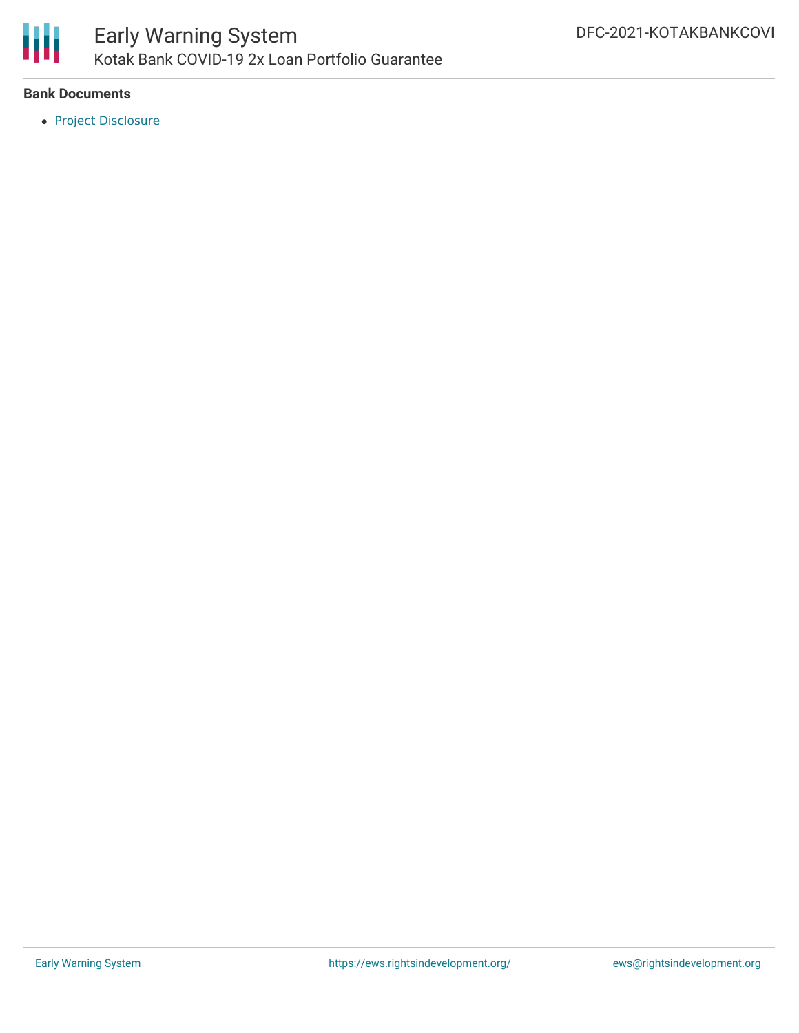**Bank Documents**

- Project Disclosure